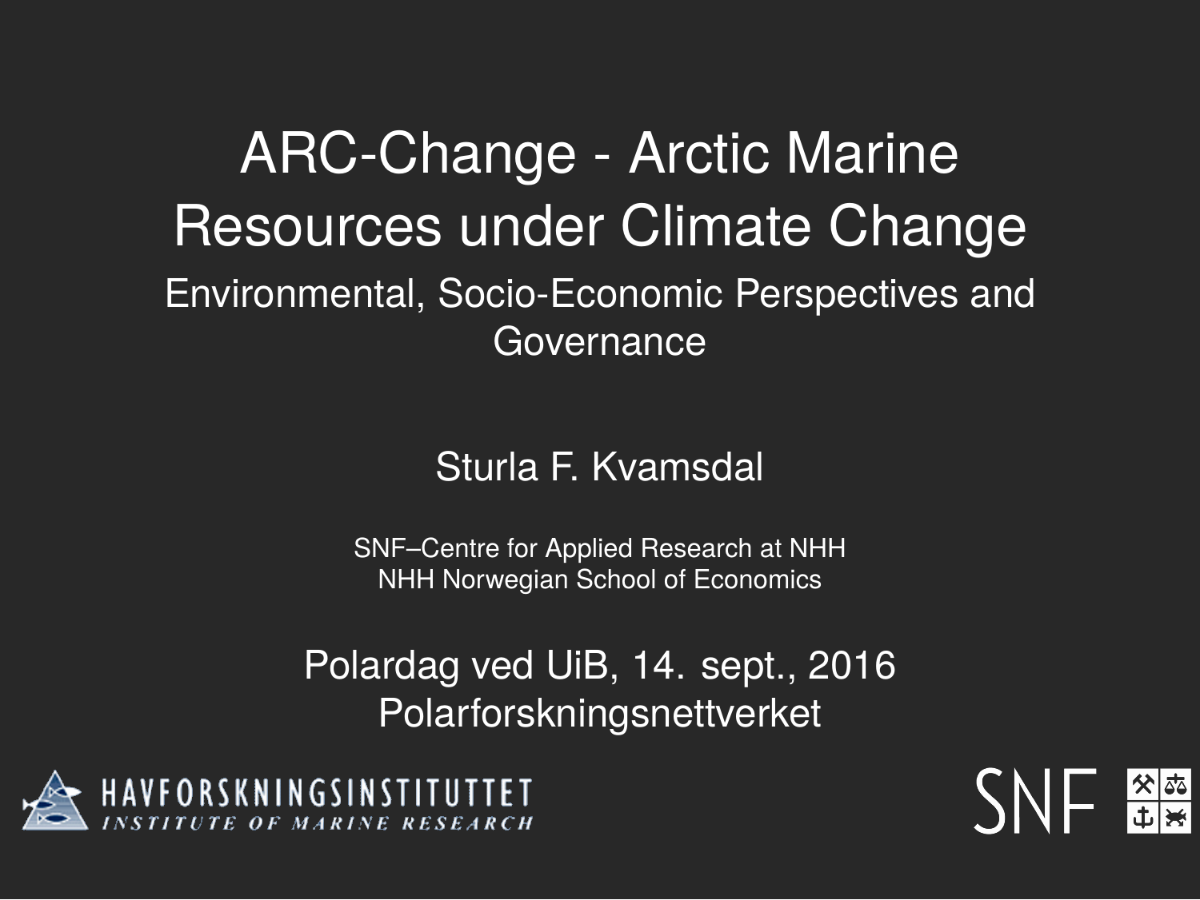# ARC-Change - Arctic Marine Resources under Climate Change

## Environmental, Socio-Economic Perspectives and Governance

Sturla F. Kvamsdal

SNF–Centre for Applied Research at NHH
NHH Norwegian School of Economics

Polardag ved UiB, 14. sept., 2016
Polarforskningsnettverket

HAVFORSKNINGSINSTITUTTET
*INSTITUTE OF MARINE RESEARCH*

SNF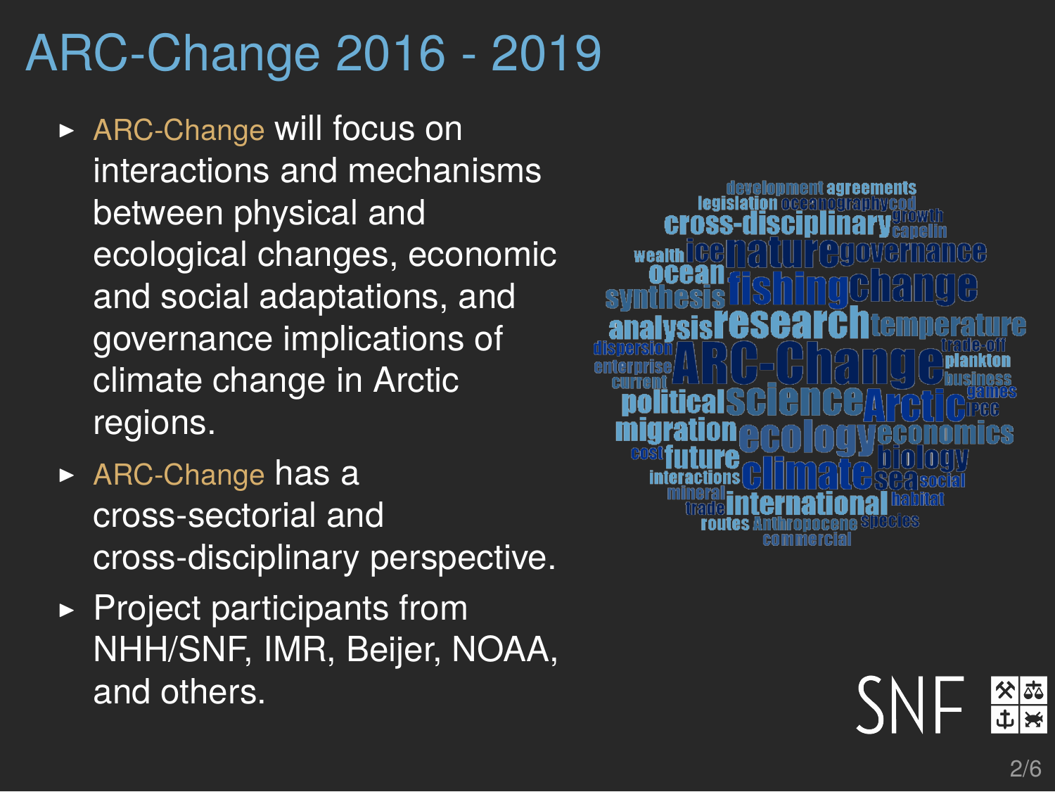# ARC-Change 2016 - 2019

- ARC-Change will focus on interactions and mechanisms between physical and ecological changes, economic and social adaptations, and governance implications of climate change in Arctic regions.
- ARC-Change has a cross-sectorial and cross-disciplinary perspective.
- Project participants from NHH/SNF, IMR, Beijer, NOAA, and others.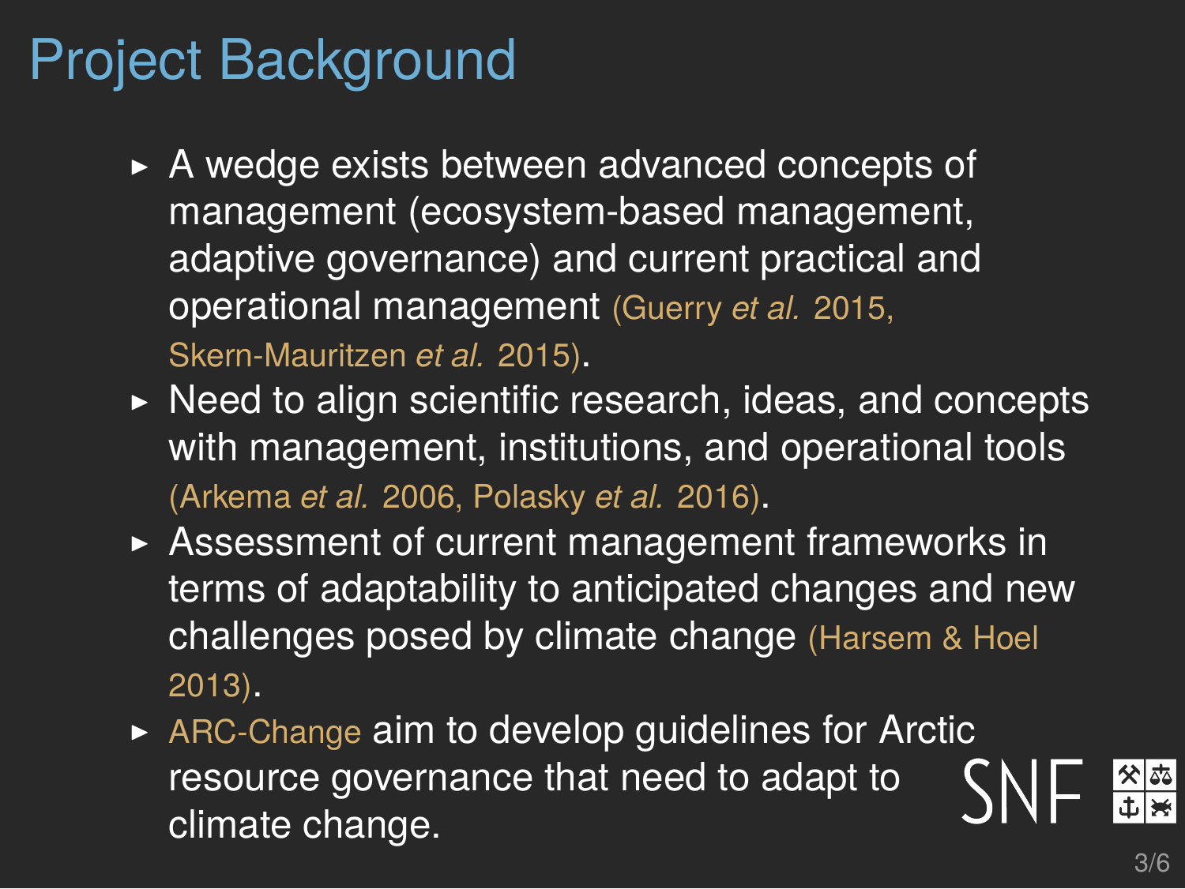# Project Background

- A wedge exists between advanced concepts of management (ecosystem-based management, adaptive governance) and current practical and operational management (Guerry *et al.* 2015, Skern-Mauritzen *et al.* 2015).
- Need to align scientific research, ideas, and concepts with management, institutions, and operational tools (Arkema *et al.* 2006, Polasky *et al.* 2016).
- Assessment of current management frameworks in terms of adaptability to anticipated changes and new challenges posed by climate change (Harsem & Hoel 2013).
- ARC-Change aim to develop guidelines for Arctic resource governance that need to adapt to climate change.

SNF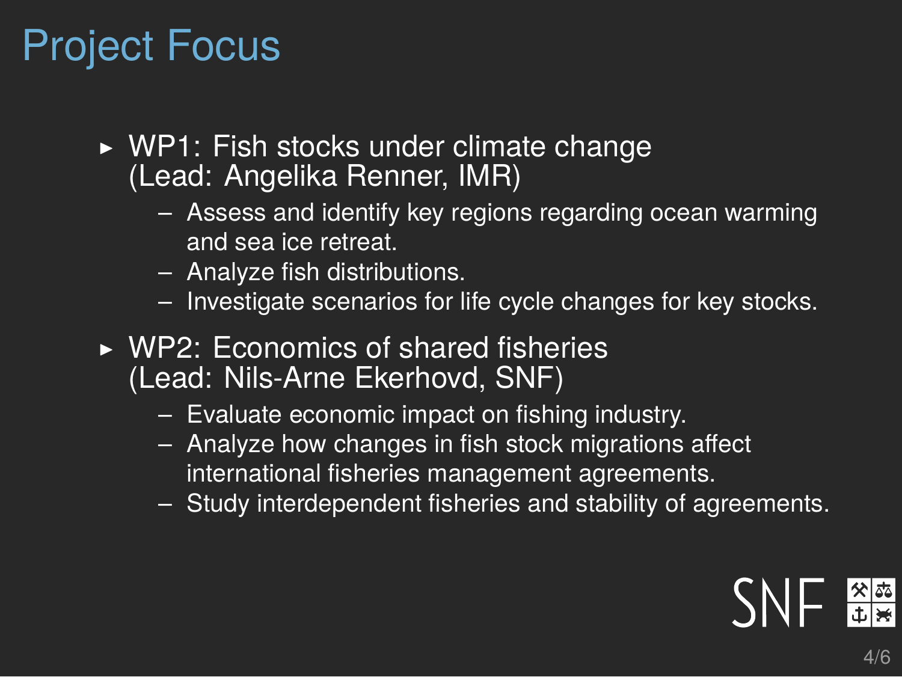# Project Focus

- WP1: Fish stocks under climate change (Lead: Angelika Renner, IMR)
  - Assess and identify key regions regarding ocean warming and sea ice retreat.
  - Analyze fish distributions.
  - Investigate scenarios for life cycle changes for key stocks.
- WP2: Economics of shared fisheries (Lead: Nils-Arne Ekerhovd, SNF)
  - Evaluate economic impact on fishing industry.
  - Analyze how changes in fish stock migrations affect international fisheries management agreements.
  - Study interdependent fisheries and stability of agreements.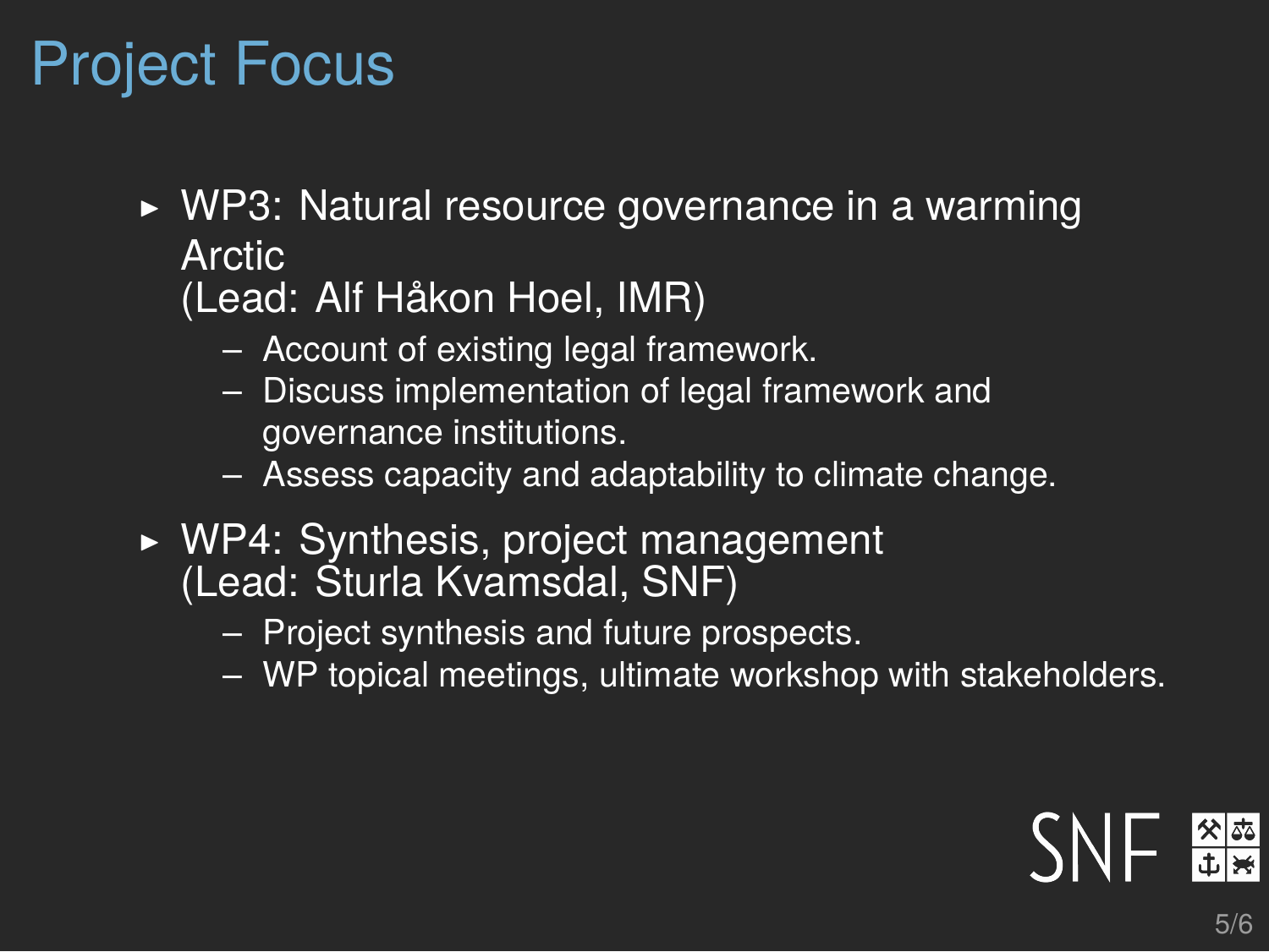# Project Focus

- WP3: Natural resource governance in a warming Arctic
  (Lead: Alf Håkon Hoel, IMR)
  - Account of existing legal framework.
  - Discuss implementation of legal framework and governance institutions.
  - Assess capacity and adaptability to climate change.
- WP4: Synthesis, project management
  (Lead: Sturla Kvamsdal, SNF)
  - Project synthesis and future prospects.
  - WP topical meetings, ultimate workshop with stakeholders.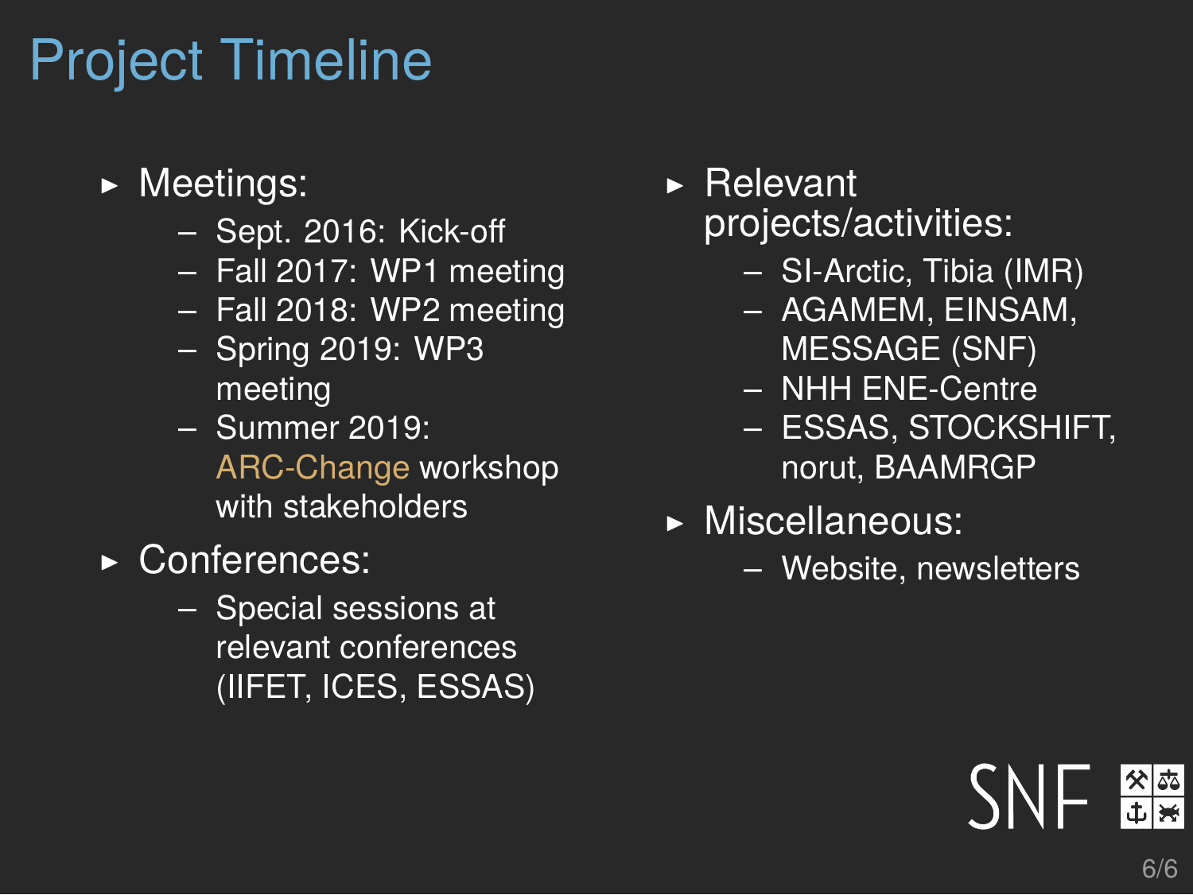# Project Timeline

- Meetings:
  - Sept. 2016: Kick-off
  - Fall 2017: WP1 meeting
  - Fall 2018: WP2 meeting
  - Spring 2019: WP3 meeting
  - Summer 2019: ARC-Change workshop with stakeholders
- Conferences:
  - Special sessions at relevant conferences (IIFET, ICES, ESSAS)
- Relevant projects/activities:
  - SI-Arctic, Tibia (IMR)
  - AGAMEM, EINSAM, MESSAGE (SNF)
  - NHH ENE-Centre
  - ESSAS, STOCKSHIFT, norut, BAAMRGP
- Miscellaneous:
  - Website, newsletters

SNF